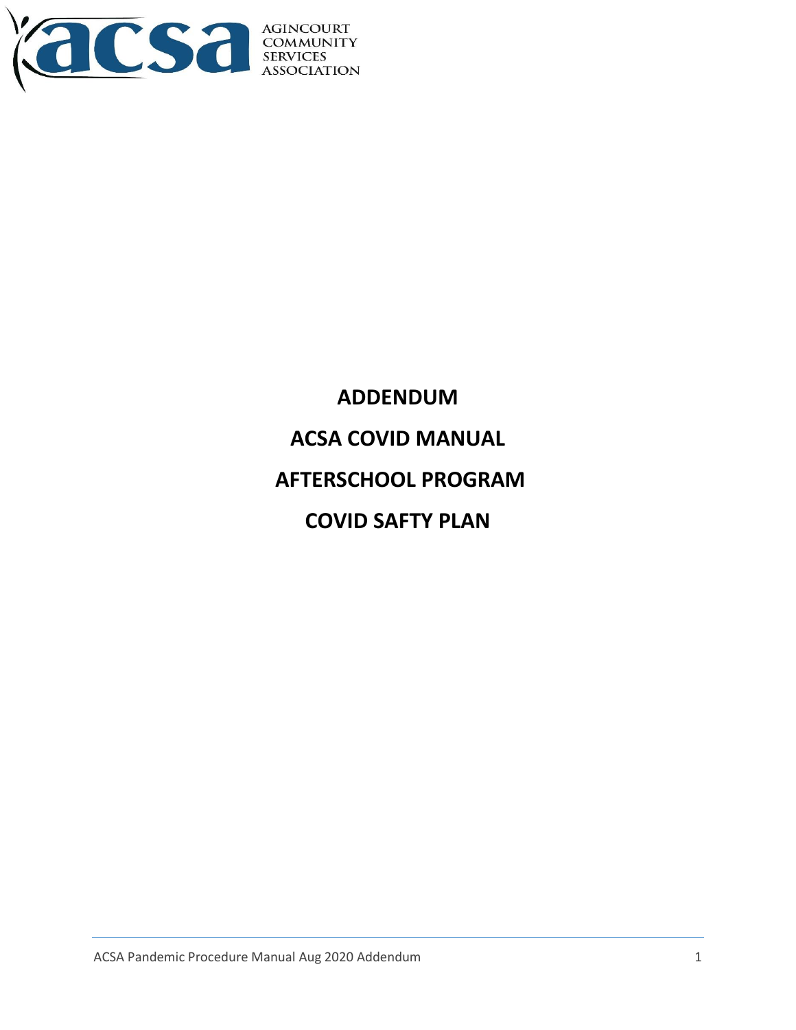AGINCOURT COMMUNITY SERVICES ASSOCIATION

# ADDENDUM

# ACSA COVID MANUAL

# AFTERSCHOOL PROGRAM

# COVID SAFTY PLAN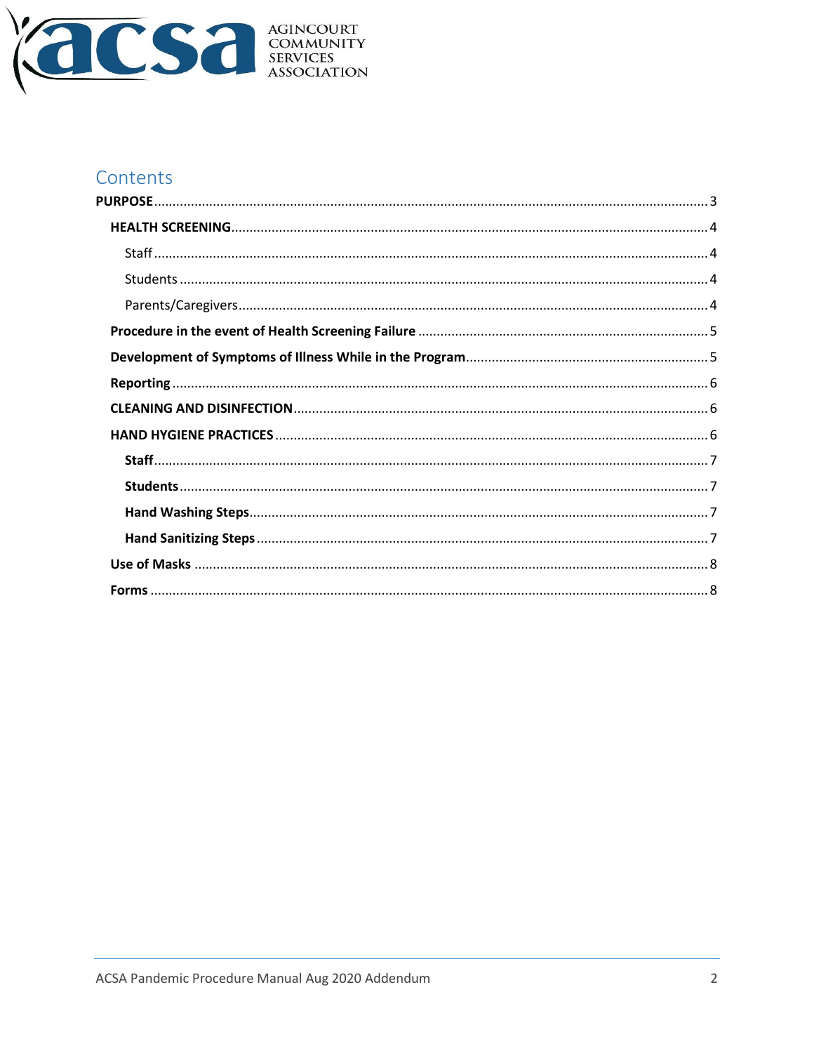# Contents

**PURPOSE** ........ 3

- **HEALTH SCREENING** ........ 4
  - Staff ........ 4
  - Students ........ 4
  - Parents/Caregivers ........ 4
- **Procedure in the event of Health Screening Failure** ........ 5
- **Development of Symptoms of Illness While in the Program** ........ 5
- **Reporting** ........ 6
- **CLEANING AND DISINFECTION** ........ 6
- **HAND HYGIENE PRACTICES** ........ 6
  - **Staff** ........ 7
  - **Students** ........ 7
  - **Hand Washing Steps** ........ 7
  - **Hand Sanitizing Steps** ........ 7
- **Use of Masks** ........ 8
- **Forms** ........ 8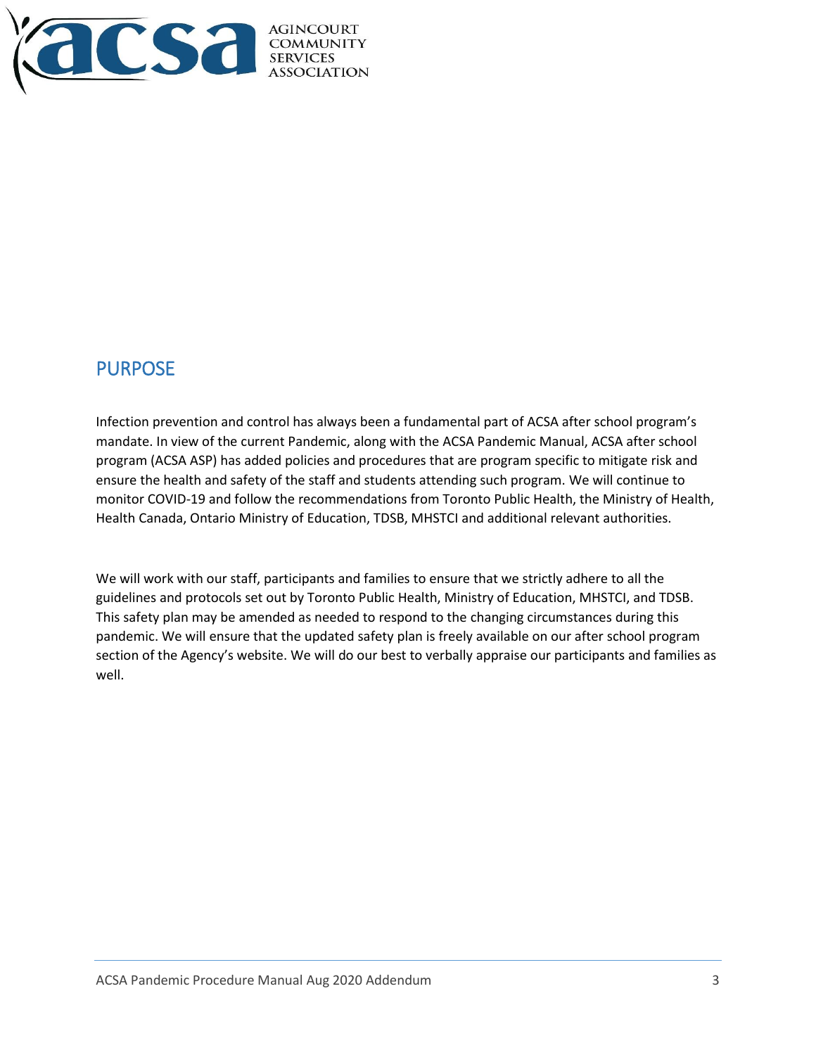## PURPOSE

Infection prevention and control has always been a fundamental part of ACSA after school program's mandate. In view of the current Pandemic, along with the ACSA Pandemic Manual, ACSA after school program (ACSA ASP) has added policies and procedures that are program specific to mitigate risk and ensure the health and safety of the staff and students attending such program. We will continue to monitor COVID-19 and follow the recommendations from Toronto Public Health, the Ministry of Health, Health Canada, Ontario Ministry of Education, TDSB, MHSTCI and additional relevant authorities.

We will work with our staff, participants and families to ensure that we strictly adhere to all the guidelines and protocols set out by Toronto Public Health, Ministry of Education, MHSTCI, and TDSB. This safety plan may be amended as needed to respond to the changing circumstances during this pandemic. We will ensure that the updated safety plan is freely available on our after school program section of the Agency's website. We will do our best to verbally appraise our participants and families as well.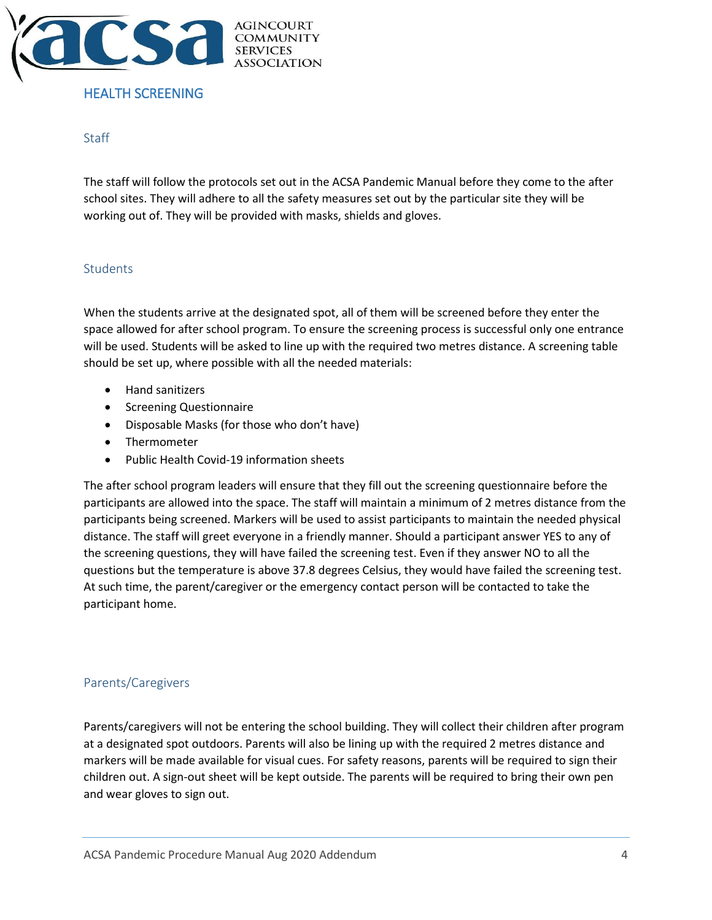# HEALTH SCREENING

## Staff

The staff will follow the protocols set out in the ACSA Pandemic Manual before they come to the after school sites. They will adhere to all the safety measures set out by the particular site they will be working out of. They will be provided with masks, shields and gloves.

## Students

When the students arrive at the designated spot, all of them will be screened before they enter the space allowed for after school program. To ensure the screening process is successful only one entrance will be used. Students will be asked to line up with the required two metres distance. A screening table should be set up, where possible with all the needed materials:

- Hand sanitizers
- Screening Questionnaire
- Disposable Masks (for those who don't have)
- Thermometer
- Public Health Covid-19 information sheets

The after school program leaders will ensure that they fill out the screening questionnaire before the participants are allowed into the space. The staff will maintain a minimum of 2 metres distance from the participants being screened. Markers will be used to assist participants to maintain the needed physical distance. The staff will greet everyone in a friendly manner. Should a participant answer YES to any of the screening questions, they will have failed the screening test. Even if they answer NO to all the questions but the temperature is above 37.8 degrees Celsius, they would have failed the screening test. At such time, the parent/caregiver or the emergency contact person will be contacted to take the participant home.

## Parents/Caregivers

Parents/caregivers will not be entering the school building. They will collect their children after program at a designated spot outdoors. Parents will also be lining up with the required 2 metres distance and markers will be made available for visual cues. For safety reasons, parents will be required to sign their children out. A sign-out sheet will be kept outside. The parents will be required to bring their own pen and wear gloves to sign out.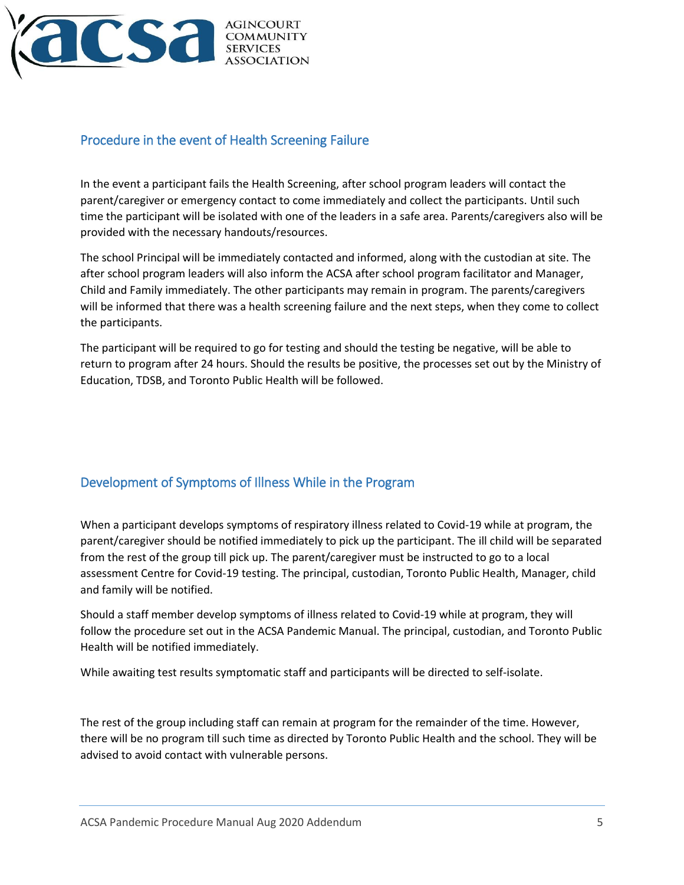## Procedure in the event of Health Screening Failure

In the event a participant fails the Health Screening, after school program leaders will contact the parent/caregiver or emergency contact to come immediately and collect the participants. Until such time the participant will be isolated with one of the leaders in a safe area. Parents/caregivers also will be provided with the necessary handouts/resources.

The school Principal will be immediately contacted and informed, along with the custodian at site. The after school program leaders will also inform the ACSA after school program facilitator and Manager, Child and Family immediately. The other participants may remain in program. The parents/caregivers will be informed that there was a health screening failure and the next steps, when they come to collect the participants.

The participant will be required to go for testing and should the testing be negative, will be able to return to program after 24 hours. Should the results be positive, the processes set out by the Ministry of Education, TDSB, and Toronto Public Health will be followed.

## Development of Symptoms of Illness While in the Program

When a participant develops symptoms of respiratory illness related to Covid-19 while at program, the parent/caregiver should be notified immediately to pick up the participant. The ill child will be separated from the rest of the group till pick up. The parent/caregiver must be instructed to go to a local assessment Centre for Covid-19 testing. The principal, custodian, Toronto Public Health, Manager, child and family will be notified.

Should a staff member develop symptoms of illness related to Covid-19 while at program, they will follow the procedure set out in the ACSA Pandemic Manual. The principal, custodian, and Toronto Public Health will be notified immediately.

While awaiting test results symptomatic staff and participants will be directed to self-isolate.

The rest of the group including staff can remain at program for the remainder of the time. However, there will be no program till such time as directed by Toronto Public Health and the school. They will be advised to avoid contact with vulnerable persons.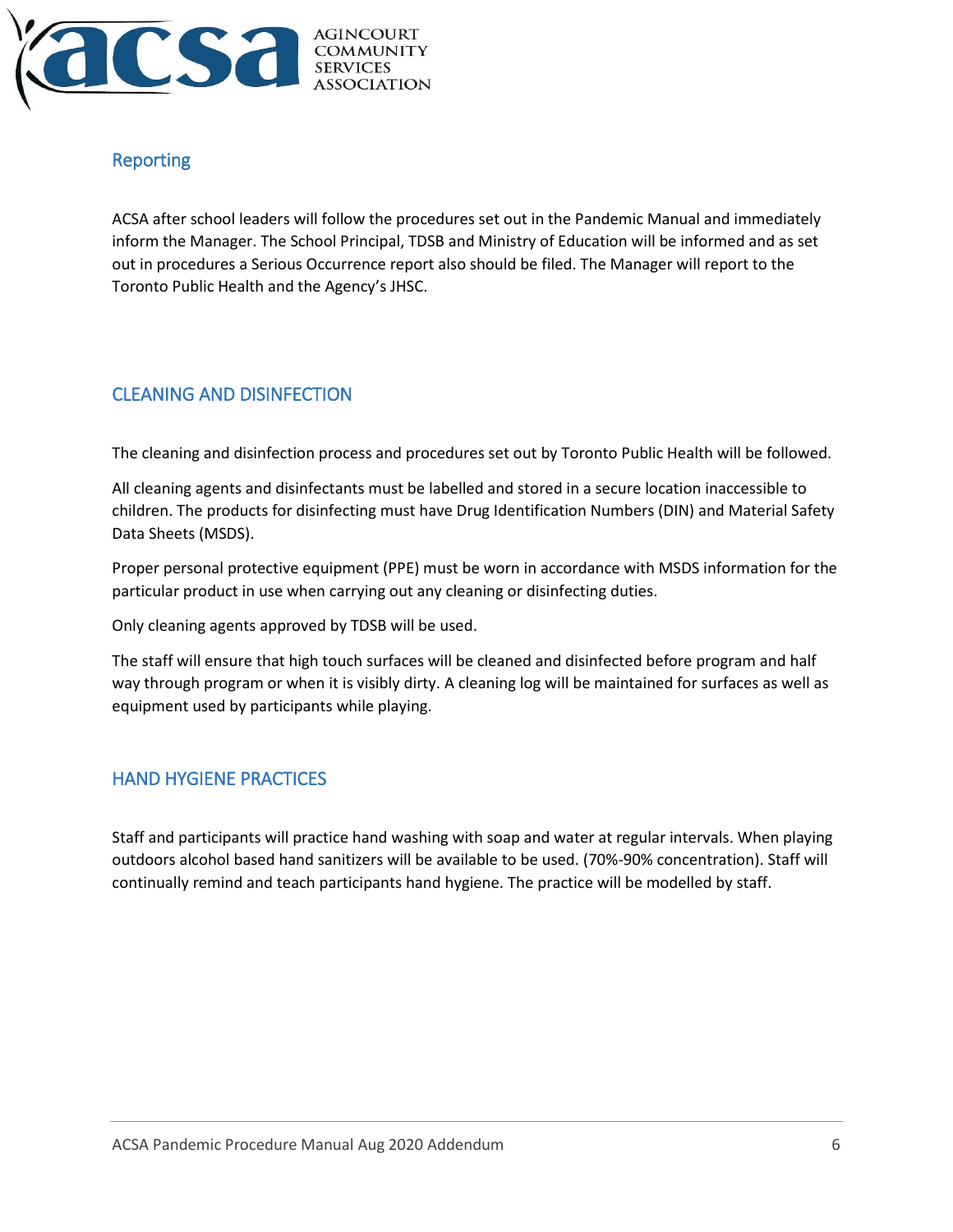## Reporting

ACSA after school leaders will follow the procedures set out in the Pandemic Manual and immediately inform the Manager. The School Principal, TDSB and Ministry of Education will be informed and as set out in procedures a Serious Occurrence report also should be filed. The Manager will report to the Toronto Public Health and the Agency's JHSC.

## CLEANING AND DISINFECTION

The cleaning and disinfection process and procedures set out by Toronto Public Health will be followed.

All cleaning agents and disinfectants must be labelled and stored in a secure location inaccessible to children. The products for disinfecting must have Drug Identification Numbers (DIN) and Material Safety Data Sheets (MSDS).

Proper personal protective equipment (PPE) must be worn in accordance with MSDS information for the particular product in use when carrying out any cleaning or disinfecting duties.

Only cleaning agents approved by TDSB will be used.

The staff will ensure that high touch surfaces will be cleaned and disinfected before program and half way through program or when it is visibly dirty. A cleaning log will be maintained for surfaces as well as equipment used by participants while playing.

## HAND HYGIENE PRACTICES

Staff and participants will practice hand washing with soap and water at regular intervals. When playing outdoors alcohol based hand sanitizers will be available to be used. (70%-90% concentration). Staff will continually remind and teach participants hand hygiene. The practice will be modelled by staff.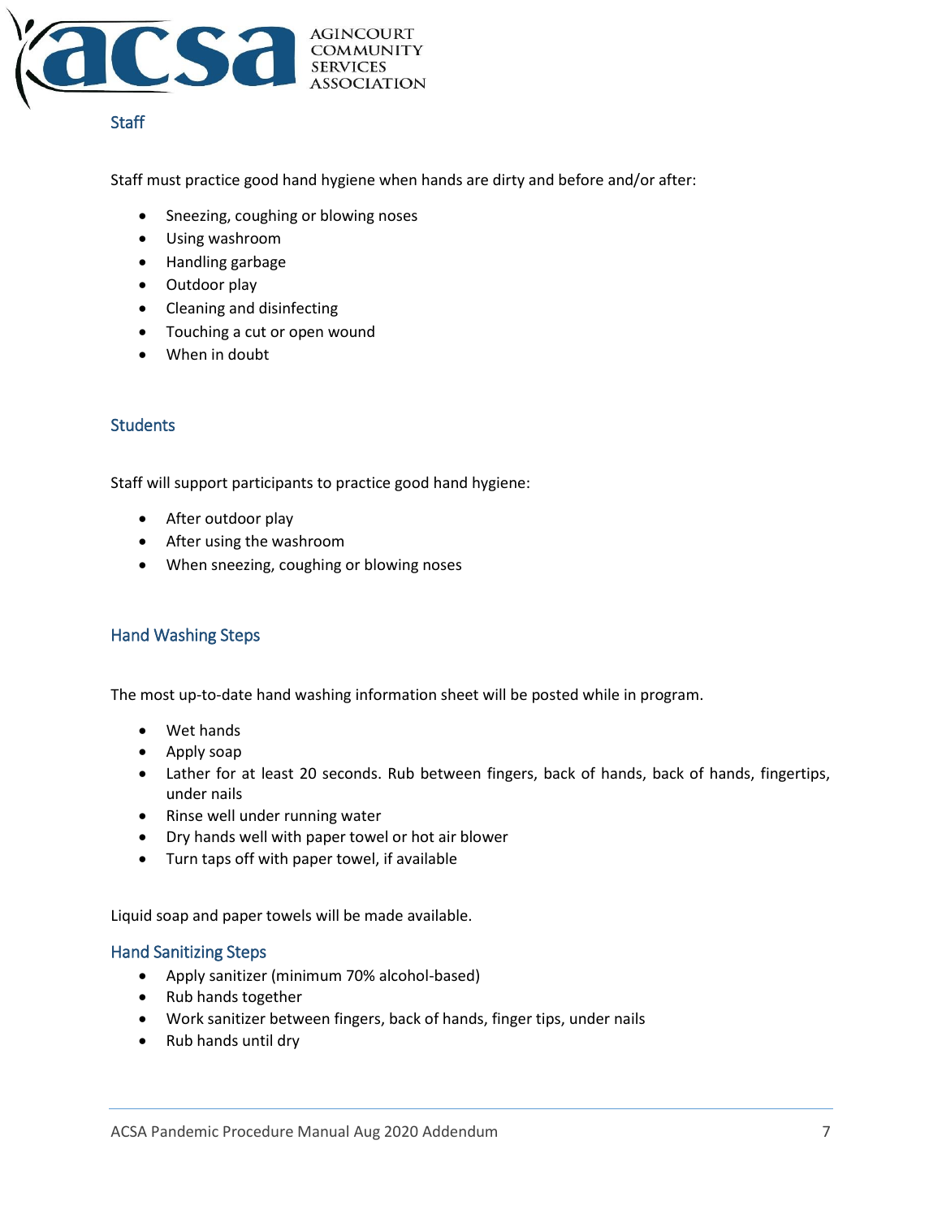## Staff

Staff must practice good hand hygiene when hands are dirty and before and/or after:

- Sneezing, coughing or blowing noses
- Using washroom
- Handling garbage
- Outdoor play
- Cleaning and disinfecting
- Touching a cut or open wound
- When in doubt

## Students

Staff will support participants to practice good hand hygiene:

- After outdoor play
- After using the washroom
- When sneezing, coughing or blowing noses

## Hand Washing Steps

The most up-to-date hand washing information sheet will be posted while in program.

- Wet hands
- Apply soap
- Lather for at least 20 seconds. Rub between fingers, back of hands, back of hands, fingertips, under nails
- Rinse well under running water
- Dry hands well with paper towel or hot air blower
- Turn taps off with paper towel, if available

Liquid soap and paper towels will be made available.

## Hand Sanitizing Steps

- Apply sanitizer (minimum 70% alcohol-based)
- Rub hands together
- Work sanitizer between fingers, back of hands, finger tips, under nails
- Rub hands until dry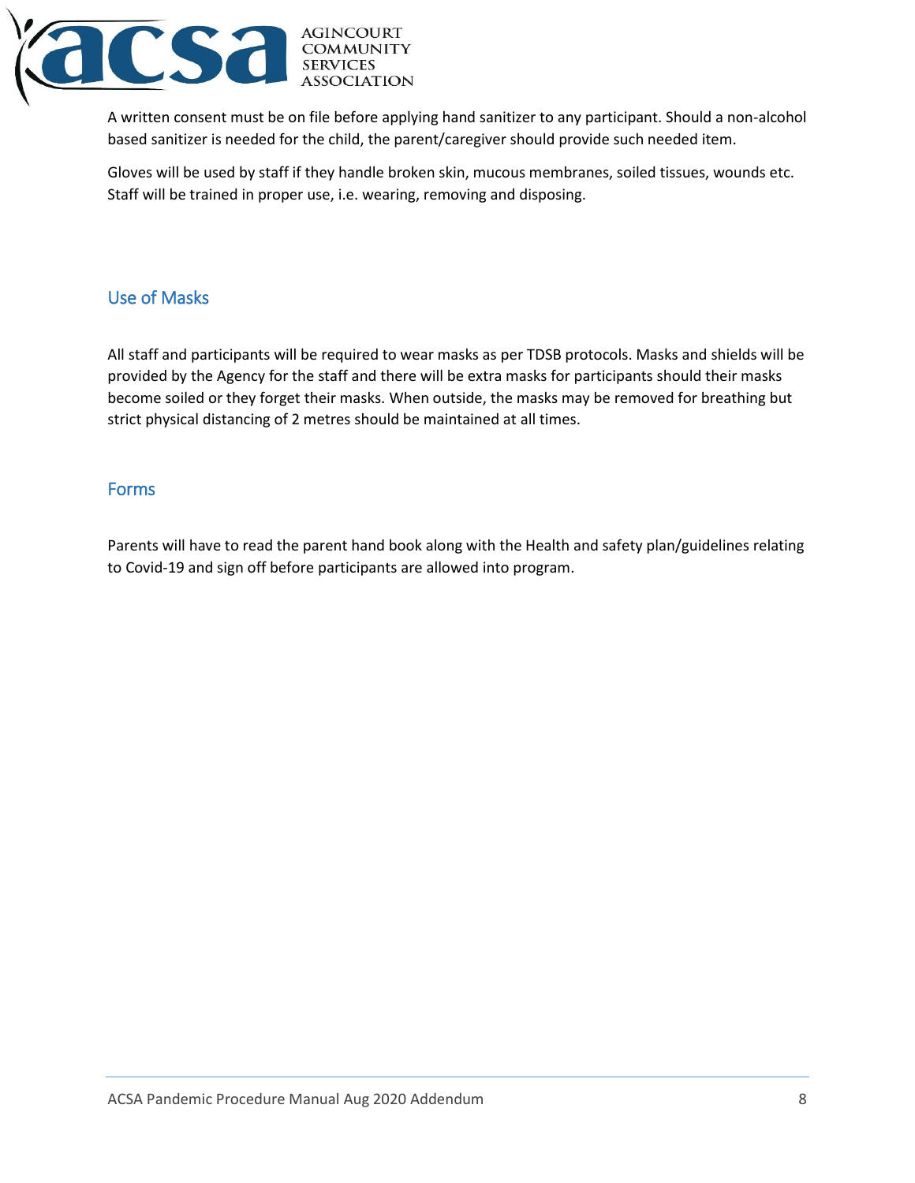A written consent must be on file before applying hand sanitizer to any participant. Should a non-alcohol based sanitizer is needed for the child, the parent/caregiver should provide such needed item.

Gloves will be used by staff if they handle broken skin, mucous membranes, soiled tissues, wounds etc. Staff will be trained in proper use, i.e. wearing, removing and disposing.

## Use of Masks

All staff and participants will be required to wear masks as per TDSB protocols. Masks and shields will be provided by the Agency for the staff and there will be extra masks for participants should their masks become soiled or they forget their masks. When outside, the masks may be removed for breathing but strict physical distancing of 2 metres should be maintained at all times.

## Forms

Parents will have to read the parent hand book along with the Health and safety plan/guidelines relating to Covid-19 and sign off before participants are allowed into program.